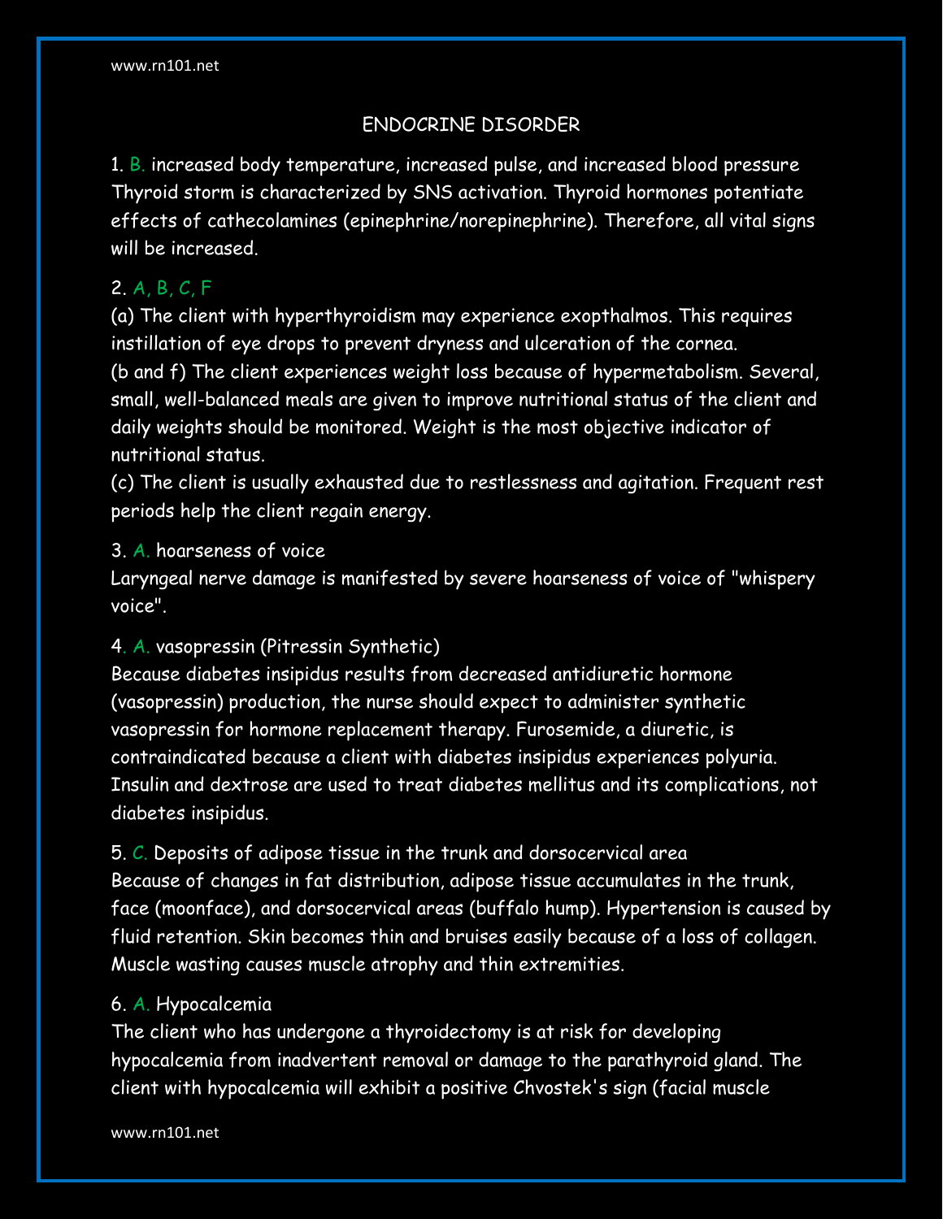# ENDOCRINE DISORDER

1. B. increased body temperature, increased pulse, and increased blood pressure
Thyroid storm is characterized by SNS activation. Thyroid hormones potentiate effects of cathecolamines (epinephrine/norepinephrine). Therefore, all vital signs will be increased.

2. A, B, C, F
(a) The client with hyperthyroidism may experience exopthalmos. This requires instillation of eye drops to prevent dryness and ulceration of the cornea.
(b and f) The client experiences weight loss because of hypermetabolism. Several, small, well-balanced meals are given to improve nutritional status of the client and daily weights should be monitored. Weight is the most objective indicator of nutritional status.
(c) The client is usually exhausted due to restlessness and agitation. Frequent rest periods help the client regain energy.

3. A. hoarseness of voice
Laryngeal nerve damage is manifested by severe hoarseness of voice of "whispery voice".

4. A. vasopressin (Pitressin Synthetic)
Because diabetes insipidus results from decreased antidiuretic hormone (vasopressin) production, the nurse should expect to administer synthetic vasopressin for hormone replacement therapy. Furosemide, a diuretic, is contraindicated because a client with diabetes insipidus experiences polyuria. Insulin and dextrose are used to treat diabetes mellitus and its complications, not diabetes insipidus.

5. C. Deposits of adipose tissue in the trunk and dorsocervical area
Because of changes in fat distribution, adipose tissue accumulates in the trunk, face (moonface), and dorsocervical areas (buffalo hump). Hypertension is caused by fluid retention. Skin becomes thin and bruises easily because of a loss of collagen. Muscle wasting causes muscle atrophy and thin extremities.

6. A. Hypocalcemia
The client who has undergone a thyroidectomy is at risk for developing hypocalcemia from inadvertent removal or damage to the parathyroid gland. The client with hypocalcemia will exhibit a positive Chvostek's sign (facial muscle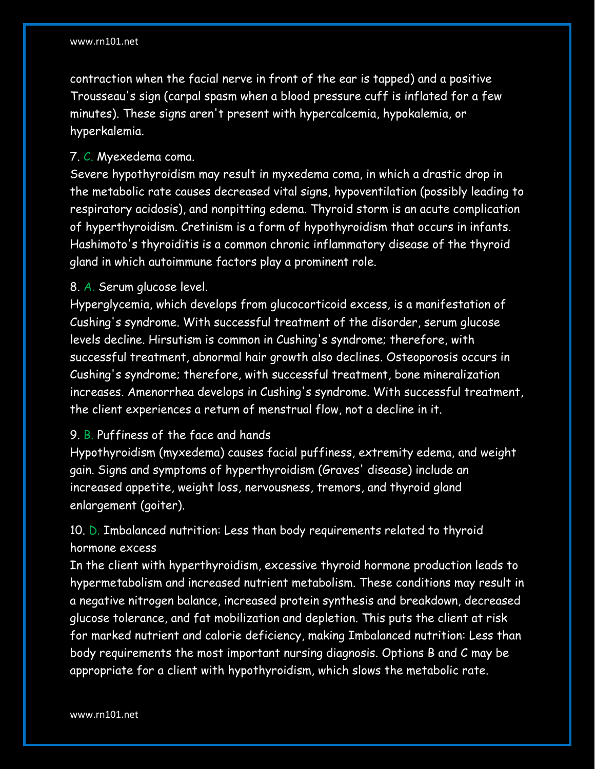contraction when the facial nerve in front of the ear is tapped) and a positive Trousseau's sign (carpal spasm when a blood pressure cuff is inflated for a few minutes). These signs aren't present with hypercalcemia, hypokalemia, or hyperkalemia.

7. C. Myexedema coma.
Severe hypothyroidism may result in myxedema coma, in which a drastic drop in the metabolic rate causes decreased vital signs, hypoventilation (possibly leading to respiratory acidosis), and nonpitting edema. Thyroid storm is an acute complication of hyperthyroidism. Cretinism is a form of hypothyroidism that occurs in infants. Hashimoto's thyroiditis is a common chronic inflammatory disease of the thyroid gland in which autoimmune factors play a prominent role.

8. A. Serum glucose level.
Hyperglycemia, which develops from glucocorticoid excess, is a manifestation of Cushing's syndrome. With successful treatment of the disorder, serum glucose levels decline. Hirsutism is common in Cushing's syndrome; therefore, with successful treatment, abnormal hair growth also declines. Osteoporosis occurs in Cushing's syndrome; therefore, with successful treatment, bone mineralization increases. Amenorrhea develops in Cushing's syndrome. With successful treatment, the client experiences a return of menstrual flow, not a decline in it.

9. B. Puffiness of the face and hands
Hypothyroidism (myxedema) causes facial puffiness, extremity edema, and weight gain. Signs and symptoms of hyperthyroidism (Graves' disease) include an increased appetite, weight loss, nervousness, tremors, and thyroid gland enlargement (goiter).

10. D. Imbalanced nutrition: Less than body requirements related to thyroid hormone excess
In the client with hyperthyroidism, excessive thyroid hormone production leads to hypermetabolism and increased nutrient metabolism. These conditions may result in a negative nitrogen balance, increased protein synthesis and breakdown, decreased glucose tolerance, and fat mobilization and depletion. This puts the client at risk for marked nutrient and calorie deficiency, making Imbalanced nutrition: Less than body requirements the most important nursing diagnosis. Options B and C may be appropriate for a client with hypothyroidism, which slows the metabolic rate.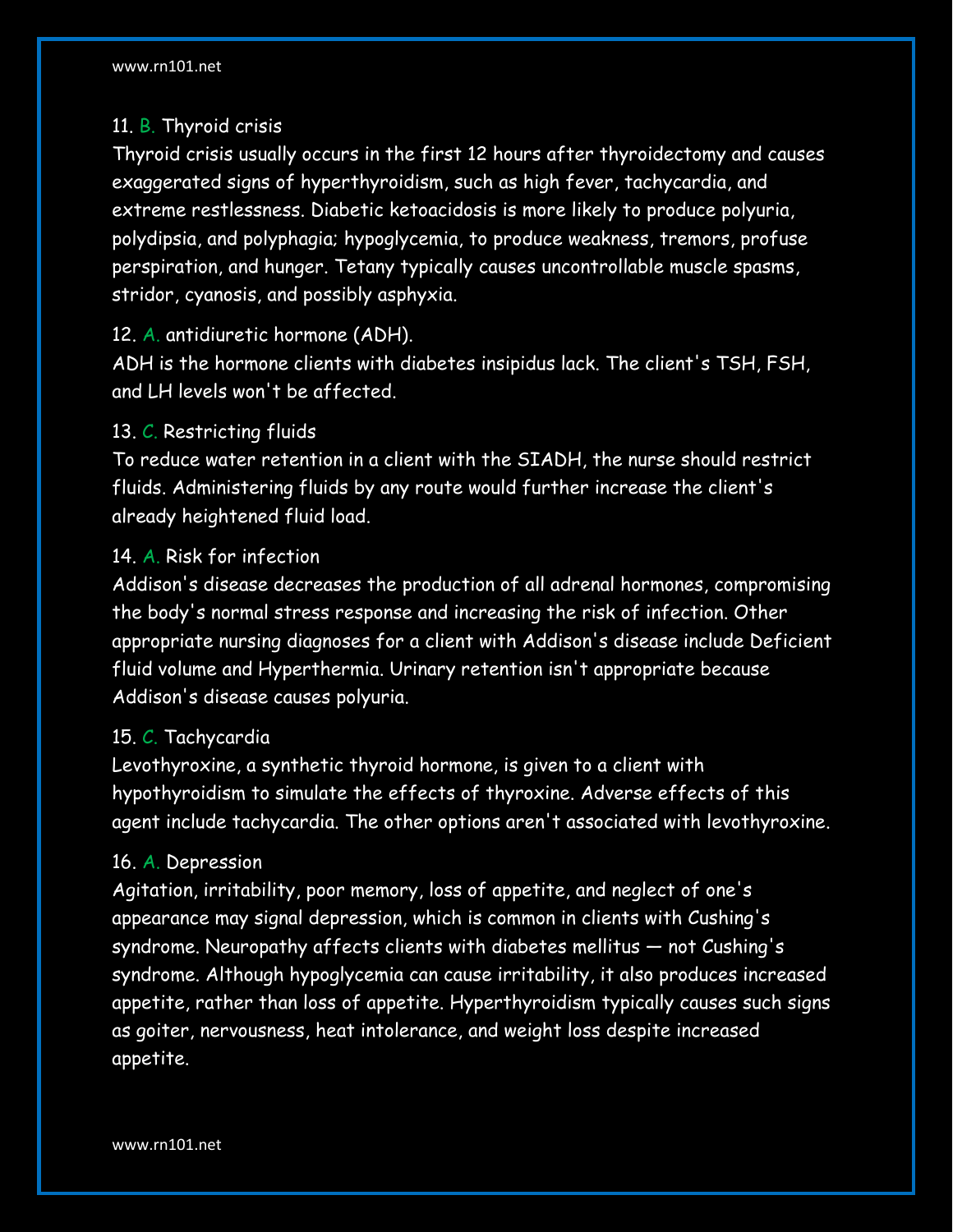11. B. Thyroid crisis

Thyroid crisis usually occurs in the first 12 hours after thyroidectomy and causes exaggerated signs of hyperthyroidism, such as high fever, tachycardia, and extreme restlessness. Diabetic ketoacidosis is more likely to produce polyuria, polydipsia, and polyphagia; hypoglycemia, to produce weakness, tremors, profuse perspiration, and hunger. Tetany typically causes uncontrollable muscle spasms, stridor, cyanosis, and possibly asphyxia.

12. A. antidiuretic hormone (ADH).

ADH is the hormone clients with diabetes insipidus lack. The client's TSH, FSH, and LH levels won't be affected.

13. C. Restricting fluids

To reduce water retention in a client with the SIADH, the nurse should restrict fluids. Administering fluids by any route would further increase the client's already heightened fluid load.

14. A. Risk for infection

Addison's disease decreases the production of all adrenal hormones, compromising the body's normal stress response and increasing the risk of infection. Other appropriate nursing diagnoses for a client with Addison's disease include Deficient fluid volume and Hyperthermia. Urinary retention isn't appropriate because Addison's disease causes polyuria.

15. C. Tachycardia

Levothyroxine, a synthetic thyroid hormone, is given to a client with hypothyroidism to simulate the effects of thyroxine. Adverse effects of this agent include tachycardia. The other options aren't associated with levothyroxine.

16. A. Depression

Agitation, irritability, poor memory, loss of appetite, and neglect of one's appearance may signal depression, which is common in clients with Cushing's syndrome. Neuropathy affects clients with diabetes mellitus — not Cushing's syndrome. Although hypoglycemia can cause irritability, it also produces increased appetite, rather than loss of appetite. Hyperthyroidism typically causes such signs as goiter, nervousness, heat intolerance, and weight loss despite increased appetite.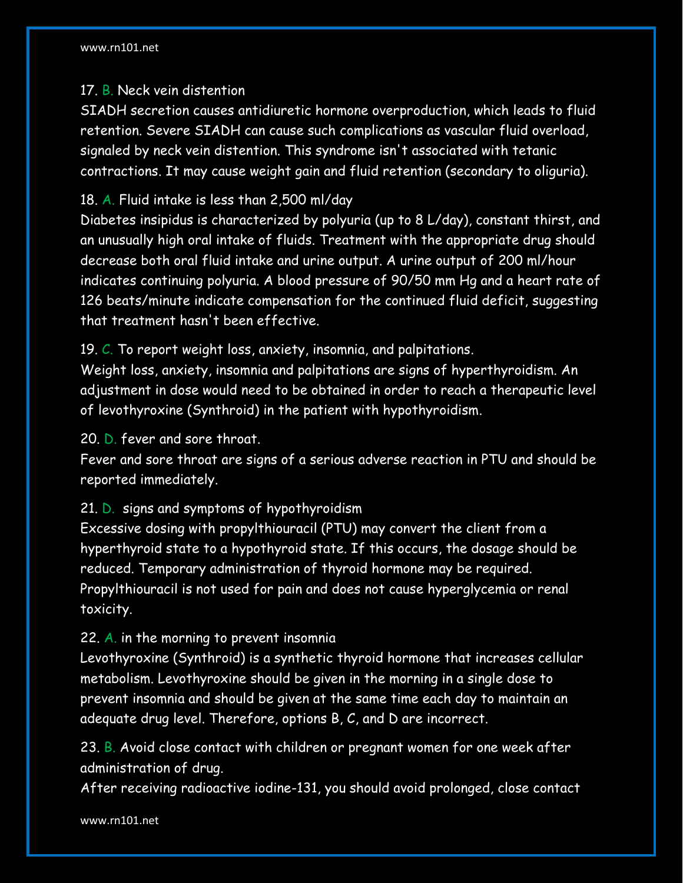17. B. Neck vein distention

SIADH secretion causes antidiuretic hormone overproduction, which leads to fluid retention. Severe SIADH can cause such complications as vascular fluid overload, signaled by neck vein distention. This syndrome isn't associated with tetanic contractions. It may cause weight gain and fluid retention (secondary to oliguria).

18. A. Fluid intake is less than 2,500 ml/day

Diabetes insipidus is characterized by polyuria (up to 8 L/day), constant thirst, and an unusually high oral intake of fluids. Treatment with the appropriate drug should decrease both oral fluid intake and urine output. A urine output of 200 ml/hour indicates continuing polyuria. A blood pressure of 90/50 mm Hg and a heart rate of 126 beats/minute indicate compensation for the continued fluid deficit, suggesting that treatment hasn't been effective.

19. C. To report weight loss, anxiety, insomnia, and palpitations.

Weight loss, anxiety, insomnia and palpitations are signs of hyperthyroidism. An adjustment in dose would need to be obtained in order to reach a therapeutic level of levothyroxine (Synthroid) in the patient with hypothyroidism.

20. D. fever and sore throat.

Fever and sore throat are signs of a serious adverse reaction in PTU and should be reported immediately.

21. D. signs and symptoms of hypothyroidism

Excessive dosing with propylthiouracil (PTU) may convert the client from a hyperthyroid state to a hypothyroid state. If this occurs, the dosage should be reduced. Temporary administration of thyroid hormone may be required. Propylthiouracil is not used for pain and does not cause hyperglycemia or renal toxicity.

22. A. in the morning to prevent insomnia

Levothyroxine (Synthroid) is a synthetic thyroid hormone that increases cellular metabolism. Levothyroxine should be given in the morning in a single dose to prevent insomnia and should be given at the same time each day to maintain an adequate drug level. Therefore, options B, C, and D are incorrect.

23. B. Avoid close contact with children or pregnant women for one week after administration of drug.

After receiving radioactive iodine-131, you should avoid prolonged, close contact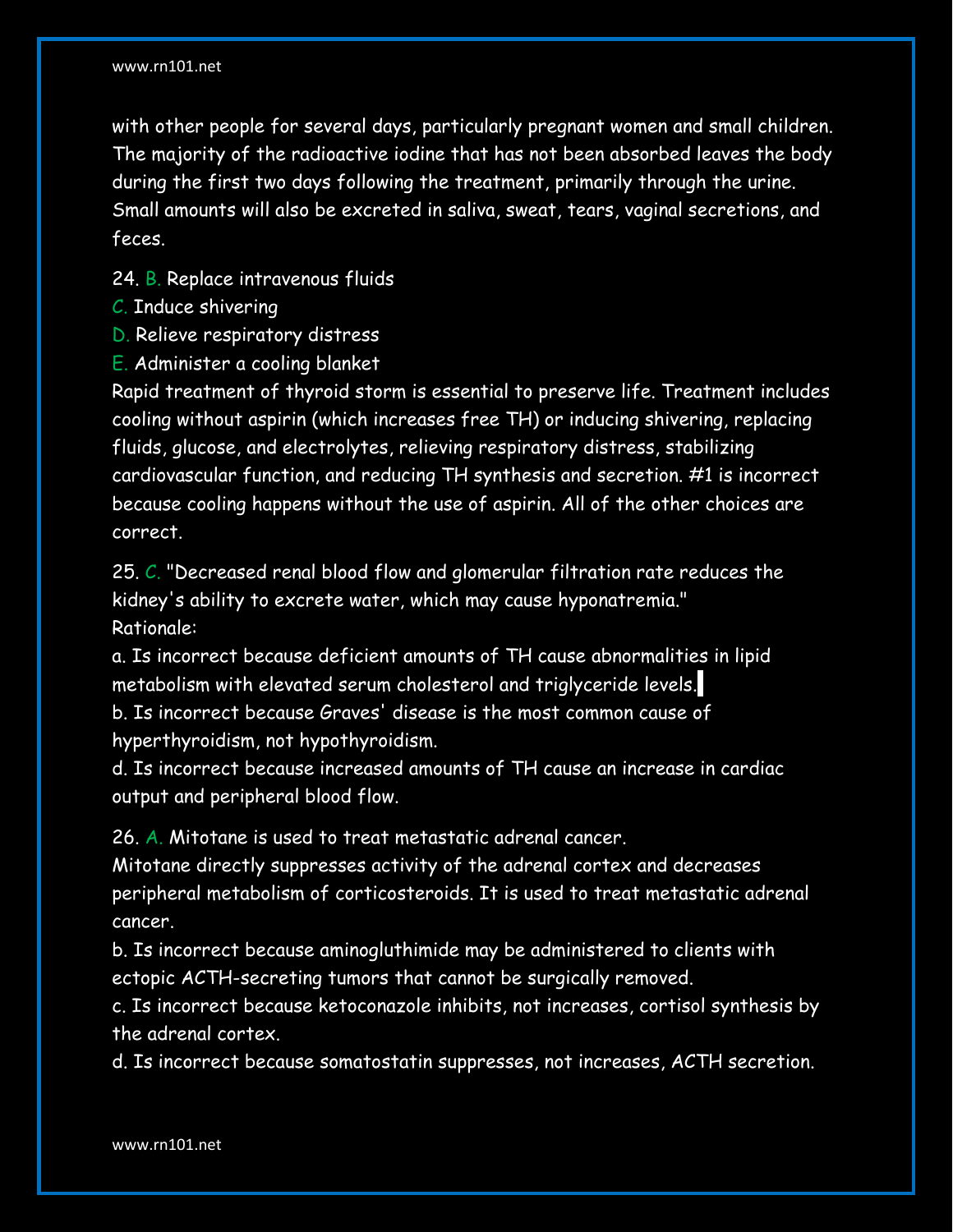with other people for several days, particularly pregnant women and small children. The majority of the radioactive iodine that has not been absorbed leaves the body during the first two days following the treatment, primarily through the urine. Small amounts will also be excreted in saliva, sweat, tears, vaginal secretions, and feces.

24. B. Replace intravenous fluids
C. Induce shivering
D. Relieve respiratory distress
E. Administer a cooling blanket
Rapid treatment of thyroid storm is essential to preserve life. Treatment includes cooling without aspirin (which increases free TH) or inducing shivering, replacing fluids, glucose, and electrolytes, relieving respiratory distress, stabilizing cardiovascular function, and reducing TH synthesis and secretion. #1 is incorrect because cooling happens without the use of aspirin. All of the other choices are correct.

25. C. "Decreased renal blood flow and glomerular filtration rate reduces the kidney's ability to excrete water, which may cause hyponatremia."
Rationale:
a. Is incorrect because deficient amounts of TH cause abnormalities in lipid metabolism with elevated serum cholesterol and triglyceride levels.
b. Is incorrect because Graves' disease is the most common cause of hyperthyroidism, not hypothyroidism.
d. Is incorrect because increased amounts of TH cause an increase in cardiac output and peripheral blood flow.

26. A. Mitotane is used to treat metastatic adrenal cancer.
Mitotane directly suppresses activity of the adrenal cortex and decreases peripheral metabolism of corticosteroids. It is used to treat metastatic adrenal cancer.
b. Is incorrect because aminogluthimide may be administered to clients with ectopic ACTH-secreting tumors that cannot be surgically removed.
c. Is incorrect because ketoconazole inhibits, not increases, cortisol synthesis by the adrenal cortex.
d. Is incorrect because somatostatin suppresses, not increases, ACTH secretion.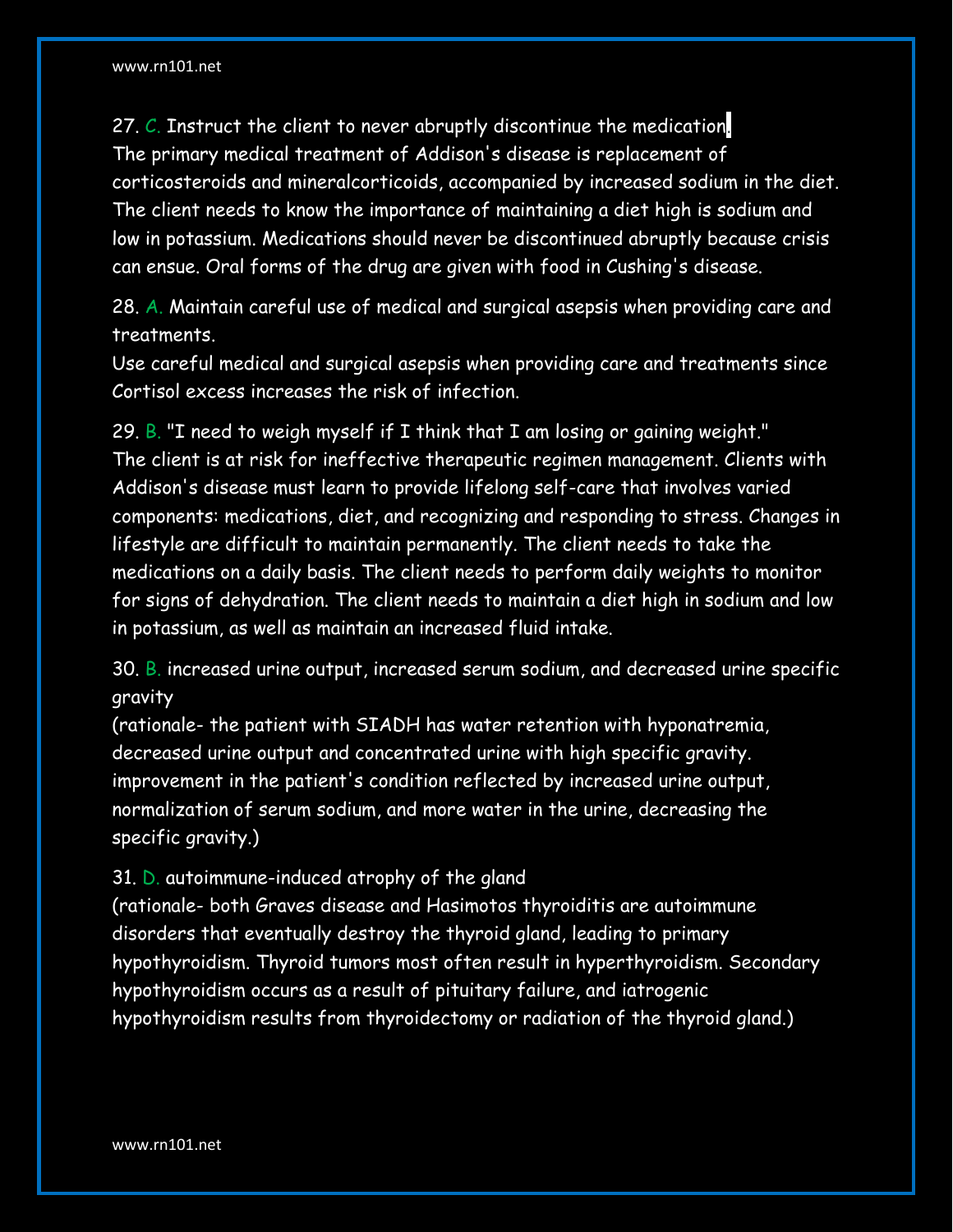27. C. Instruct the client to never abruptly discontinue the medication.
The primary medical treatment of Addison's disease is replacement of corticosteroids and mineralcorticoids, accompanied by increased sodium in the diet. The client needs to know the importance of maintaining a diet high is sodium and low in potassium. Medications should never be discontinued abruptly because crisis can ensue. Oral forms of the drug are given with food in Cushing's disease.

28. A. Maintain careful use of medical and surgical asepsis when providing care and treatments.
Use careful medical and surgical asepsis when providing care and treatments since Cortisol excess increases the risk of infection.

29. B. "I need to weigh myself if I think that I am losing or gaining weight."
The client is at risk for ineffective therapeutic regimen management. Clients with Addison's disease must learn to provide lifelong self-care that involves varied components: medications, diet, and recognizing and responding to stress. Changes in lifestyle are difficult to maintain permanently. The client needs to take the medications on a daily basis. The client needs to perform daily weights to monitor for signs of dehydration. The client needs to maintain a diet high in sodium and low in potassium, as well as maintain an increased fluid intake.

30. B. increased urine output, increased serum sodium, and decreased urine specific gravity
(rationale- the patient with SIADH has water retention with hyponatremia, decreased urine output and concentrated urine with high specific gravity. improvement in the patient's condition reflected by increased urine output, normalization of serum sodium, and more water in the urine, decreasing the specific gravity.)

31. D. autoimmune-induced atrophy of the gland
(rationale- both Graves disease and Hasimotos thyroiditis are autoimmune disorders that eventually destroy the thyroid gland, leading to primary hypothyroidism. Thyroid tumors most often result in hyperthyroidism. Secondary hypothyroidism occurs as a result of pituitary failure, and iatrogenic hypothyroidism results from thyroidectomy or radiation of the thyroid gland.)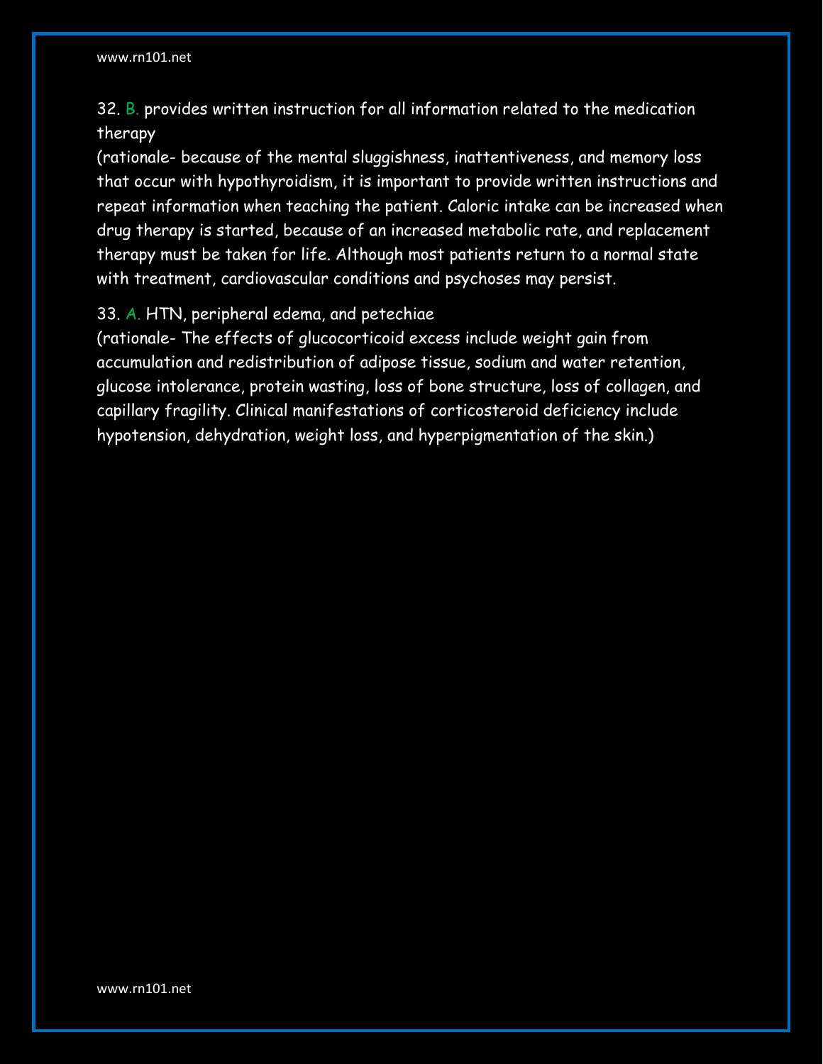32. B. provides written instruction for all information related to the medication therapy
(rationale- because of the mental sluggishness, inattentiveness, and memory loss that occur with hypothyroidism, it is important to provide written instructions and repeat information when teaching the patient. Caloric intake can be increased when drug therapy is started, because of an increased metabolic rate, and replacement therapy must be taken for life. Although most patients return to a normal state with treatment, cardiovascular conditions and psychoses may persist.

33. A. HTN, peripheral edema, and petechiae
(rationale- The effects of glucocorticoid excess include weight gain from accumulation and redistribution of adipose tissue, sodium and water retention, glucose intolerance, protein wasting, loss of bone structure, loss of collagen, and capillary fragility. Clinical manifestations of corticosteroid deficiency include hypotension, dehydration, weight loss, and hyperpigmentation of the skin.)